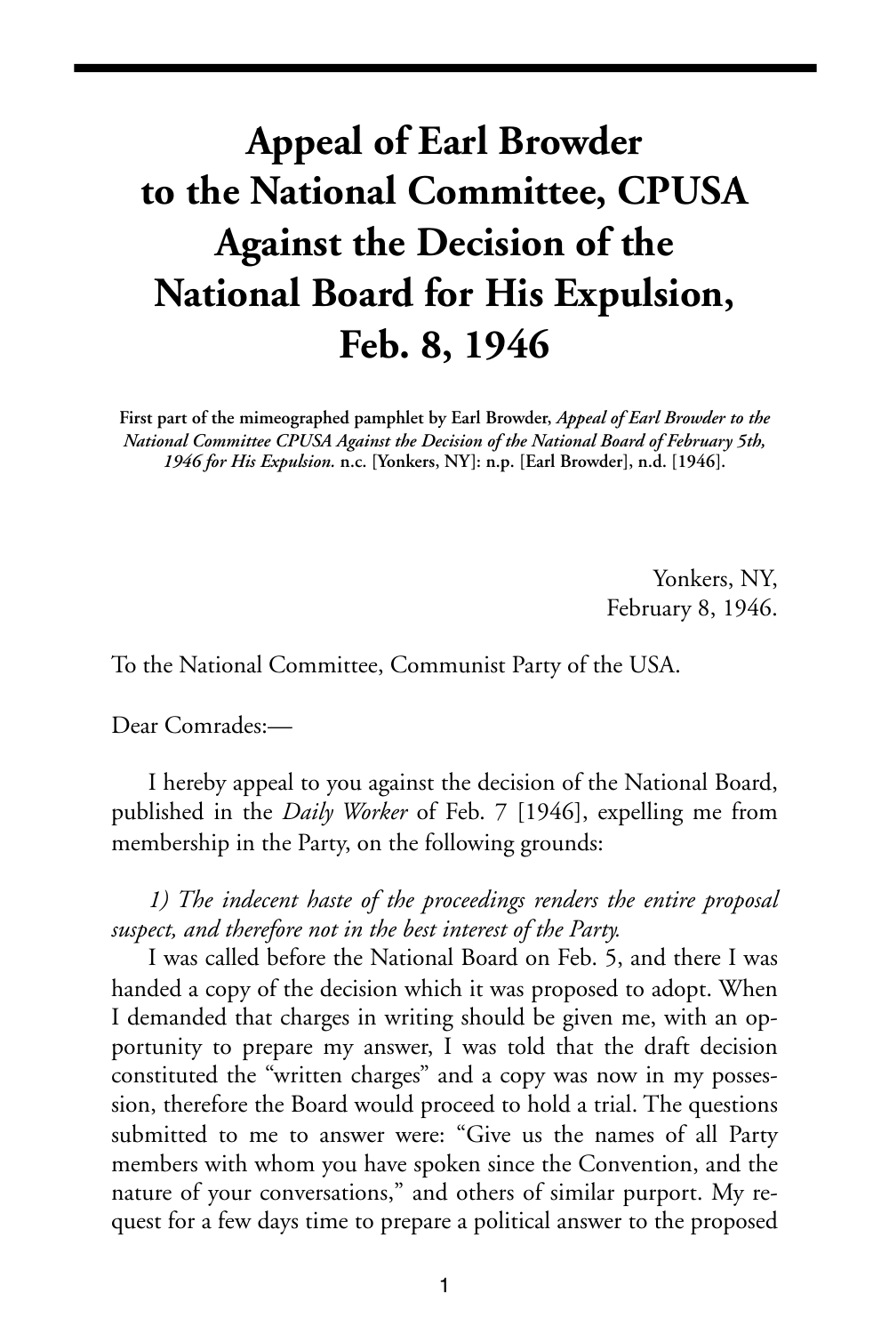# Appeal of Earl Browder to the National Committee, CPUSA Against the Decision of the National Board for His Expulsion, Feb. 8, 1946

**First part of the mimeographed pamphlet by Earl Browder, *Appeal of Earl Browder to the National Committee CPUSA Against the Decision of the National Board of February 5th, 1946 for His Expulsion.* n.c. [Yonkers, NY]: n.p. [Earl Browder], n.d. [1946].**

Yonkers, NY,
February 8, 1946.

To the National Committee, Communist Party of the USA.

Dear Comrades:—

I hereby appeal to you against the decision of the National Board, published in the *Daily Worker* of Feb. 7 [1946], expelling me from membership in the Party, on the following grounds:

*1) The indecent haste of the proceedings renders the entire proposal suspect, and therefore not in the best interest of the Party.*

I was called before the National Board on Feb. 5, and there I was handed a copy of the decision which it was proposed to adopt. When I demanded that charges in writing should be given me, with an opportunity to prepare my answer, I was told that the draft decision constituted the "written charges" and a copy was now in my possession, therefore the Board would proceed to hold a trial. The questions submitted to me to answer were: "Give us the names of all Party members with whom you have spoken since the Convention, and the nature of your conversations," and others of similar purport. My request for a few days time to prepare a political answer to the proposed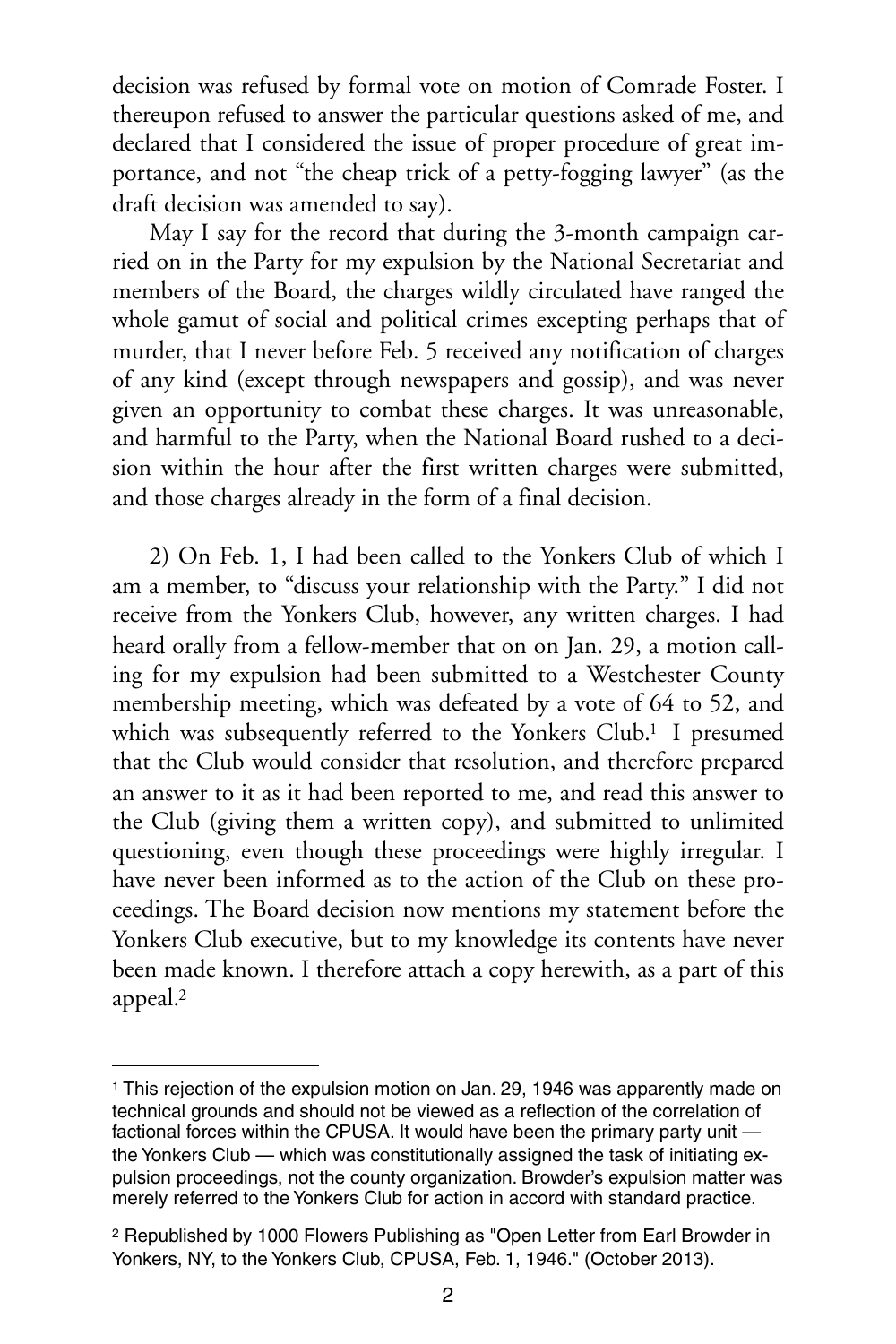decision was refused by formal vote on motion of Comrade Foster. I thereupon refused to answer the particular questions asked of me, and declared that I considered the issue of proper procedure of great importance, and not "the cheap trick of a petty-fogging lawyer" (as the draft decision was amended to say).

May I say for the record that during the 3-month campaign carried on in the Party for my expulsion by the National Secretariat and members of the Board, the charges wildly circulated have ranged the whole gamut of social and political crimes excepting perhaps that of murder, that I never before Feb. 5 received any notification of charges of any kind (except through newspapers and gossip), and was never given an opportunity to combat these charges. It was unreasonable, and harmful to the Party, when the National Board rushed to a decision within the hour after the first written charges were submitted, and those charges already in the form of a final decision.

2) On Feb. 1, I had been called to the Yonkers Club of which I am a member, to "discuss your relationship with the Party." I did not receive from the Yonkers Club, however, any written charges. I had heard orally from a fellow-member that on on Jan. 29, a motion calling for my expulsion had been submitted to a Westchester County membership meeting, which was defeated by a vote of 64 to 52, and which was subsequently referred to the Yonkers Club.[1] I presumed that the Club would consider that resolution, and therefore prepared an answer to it as it had been reported to me, and read this answer to the Club (giving them a written copy), and submitted to unlimited questioning, even though these proceedings were highly irregular. I have never been informed as to the action of the Club on these proceedings. The Board decision now mentions my statement before the Yonkers Club executive, but to my knowledge its contents have never been made known. I therefore attach a copy herewith, as a part of this appeal.[2]

---

[1] This rejection of the expulsion motion on Jan. 29, 1946 was apparently made on technical grounds and should not be viewed as a reflection of the correlation of factional forces within the CPUSA. It would have been the primary party unit — the Yonkers Club — which was constitutionally assigned the task of initiating expulsion proceedings, not the county organization. Browder's expulsion matter was merely referred to the Yonkers Club for action in accord with standard practice.

[2] Republished by 1000 Flowers Publishing as "Open Letter from Earl Browder in Yonkers, NY, to the Yonkers Club, CPUSA, Feb. 1, 1946." (October 2013).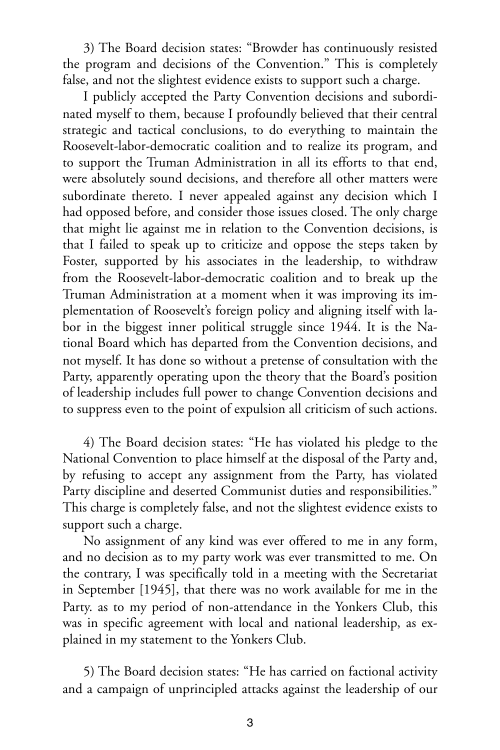3) The Board decision states: "Browder has continuously resisted the program and decisions of the Convention." This is completely false, and not the slightest evidence exists to support such a charge.

I publicly accepted the Party Convention decisions and subordinated myself to them, because I profoundly believed that their central strategic and tactical conclusions, to do everything to maintain the Roosevelt-labor-democratic coalition and to realize its program, and to support the Truman Administration in all its efforts to that end, were absolutely sound decisions, and therefore all other matters were subordinate thereto. I never appealed against any decision which I had opposed before, and consider those issues closed. The only charge that might lie against me in relation to the Convention decisions, is that I failed to speak up to criticize and oppose the steps taken by Foster, supported by his associates in the leadership, to withdraw from the Roosevelt-labor-democratic coalition and to break up the Truman Administration at a moment when it was improving its implementation of Roosevelt's foreign policy and aligning itself with labor in the biggest inner political struggle since 1944. It is the National Board which has departed from the Convention decisions, and not myself. It has done so without a pretense of consultation with the Party, apparently operating upon the theory that the Board's position of leadership includes full power to change Convention decisions and to suppress even to the point of expulsion all criticism of such actions.

4) The Board decision states: "He has violated his pledge to the National Convention to place himself at the disposal of the Party and, by refusing to accept any assignment from the Party, has violated Party discipline and deserted Communist duties and responsibilities." This charge is completely false, and not the slightest evidence exists to support such a charge.

No assignment of any kind was ever offered to me in any form, and no decision as to my party work was ever transmitted to me. On the contrary, I was specifically told in a meeting with the Secretariat in September [1945], that there was no work available for me in the Party. as to my period of non-attendance in the Yonkers Club, this was in specific agreement with local and national leadership, as explained in my statement to the Yonkers Club.

5) The Board decision states: "He has carried on factional activity and a campaign of unprincipled attacks against the leadership of our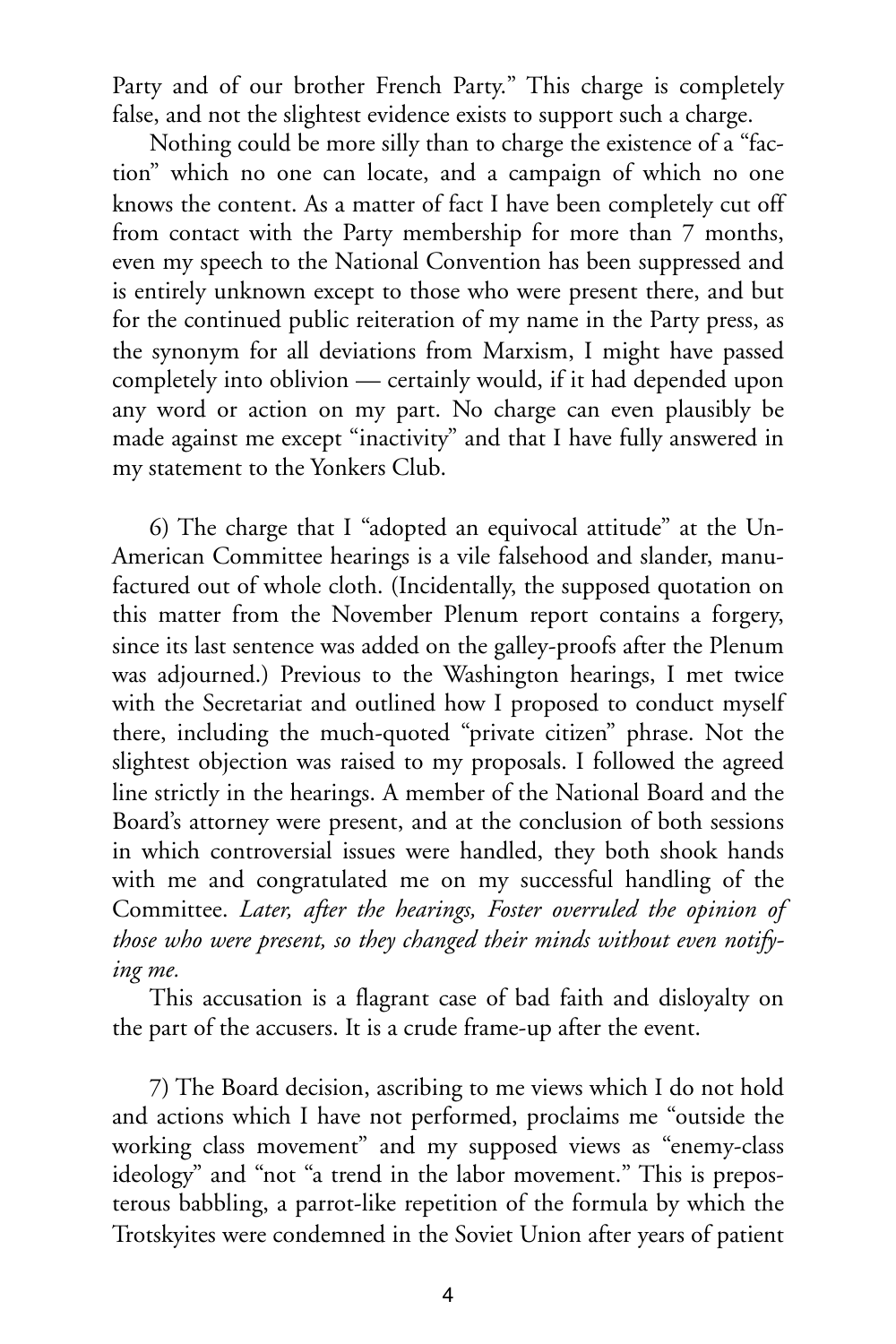Party and of our brother French Party." This charge is completely false, and not the slightest evidence exists to support such a charge.

Nothing could be more silly than to charge the existence of a "faction" which no one can locate, and a campaign of which no one knows the content. As a matter of fact I have been completely cut off from contact with the Party membership for more than 7 months, even my speech to the National Convention has been suppressed and is entirely unknown except to those who were present there, and but for the continued public reiteration of my name in the Party press, as the synonym for all deviations from Marxism, I might have passed completely into oblivion — certainly would, if it had depended upon any word or action on my part. No charge can even plausibly be made against me except "inactivity" and that I have fully answered in my statement to the Yonkers Club.

6) The charge that I "adopted an equivocal attitude" at the Un-American Committee hearings is a vile falsehood and slander, manufactured out of whole cloth. (Incidentally, the supposed quotation on this matter from the November Plenum report contains a forgery, since its last sentence was added on the galley-proofs after the Plenum was adjourned.) Previous to the Washington hearings, I met twice with the Secretariat and outlined how I proposed to conduct myself there, including the much-quoted "private citizen" phrase. Not the slightest objection was raised to my proposals. I followed the agreed line strictly in the hearings. A member of the National Board and the Board's attorney were present, and at the conclusion of both sessions in which controversial issues were handled, they both shook hands with me and congratulated me on my successful handling of the Committee. *Later, after the hearings, Foster overruled the opinion of those who were present, so they changed their minds without even notifying me.*

This accusation is a flagrant case of bad faith and disloyalty on the part of the accusers. It is a crude frame-up after the event.

7) The Board decision, ascribing to me views which I do not hold and actions which I have not performed, proclaims me "outside the working class movement" and my supposed views as "enemy-class ideology" and "not "a trend in the labor movement." This is preposterous babbling, a parrot-like repetition of the formula by which the Trotskyites were condemned in the Soviet Union after years of patient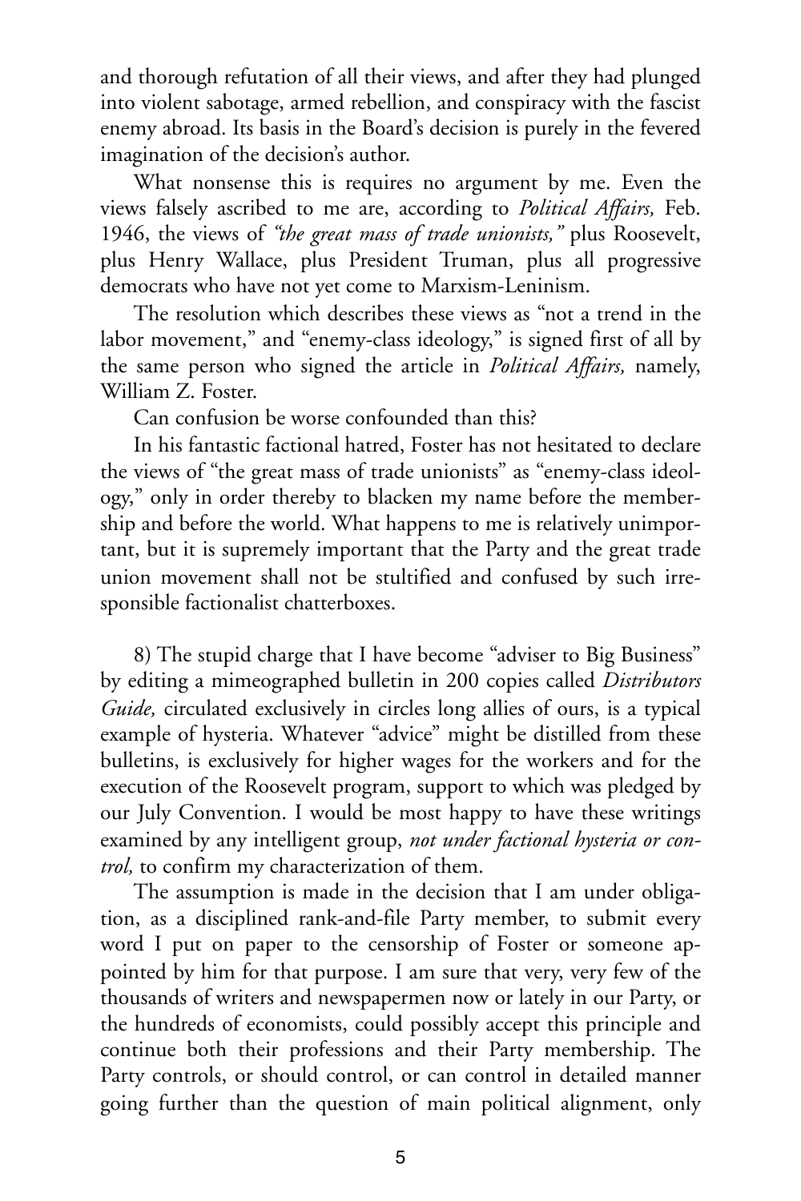and thorough refutation of all their views, and after they had plunged into violent sabotage, armed rebellion, and conspiracy with the fascist enemy abroad. Its basis in the Board's decision is purely in the fevered imagination of the decision's author.

What nonsense this is requires no argument by me. Even the views falsely ascribed to me are, according to *Political Affairs,* Feb. 1946, the views of *"the great mass of trade unionists,"* plus Roosevelt, plus Henry Wallace, plus President Truman, plus all progressive democrats who have not yet come to Marxism-Leninism.

The resolution which describes these views as "not a trend in the labor movement," and "enemy-class ideology," is signed first of all by the same person who signed the article in *Political Affairs,* namely, William Z. Foster.

Can confusion be worse confounded than this?

In his fantastic factional hatred, Foster has not hesitated to declare the views of "the great mass of trade unionists" as "enemy-class ideology," only in order thereby to blacken my name before the membership and before the world. What happens to me is relatively unimportant, but it is supremely important that the Party and the great trade union movement shall not be stultified and confused by such irresponsible factionalist chatterboxes.

8) The stupid charge that I have become "adviser to Big Business" by editing a mimeographed bulletin in 200 copies called *Distributors Guide,* circulated exclusively in circles long allies of ours, is a typical example of hysteria. Whatever "advice" might be distilled from these bulletins, is exclusively for higher wages for the workers and for the execution of the Roosevelt program, support to which was pledged by our July Convention. I would be most happy to have these writings examined by any intelligent group, *not under factional hysteria or control,* to confirm my characterization of them.

The assumption is made in the decision that I am under obligation, as a disciplined rank-and-file Party member, to submit every word I put on paper to the censorship of Foster or someone appointed by him for that purpose. I am sure that very, very few of the thousands of writers and newspapermen now or lately in our Party, or the hundreds of economists, could possibly accept this principle and continue both their professions and their Party membership. The Party controls, or should control, or can control in detailed manner going further than the question of main political alignment, only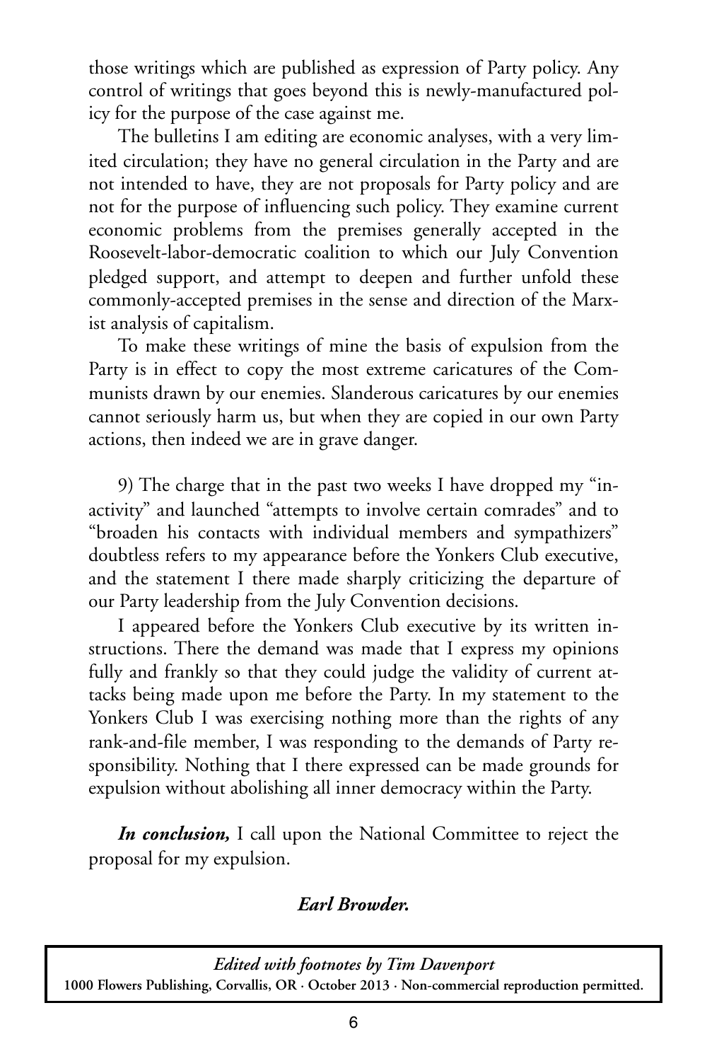those writings which are published as expression of Party policy. Any control of writings that goes beyond this is newly-manufactured policy for the purpose of the case against me.

The bulletins I am editing are economic analyses, with a very limited circulation; they have no general circulation in the Party and are not intended to have, they are not proposals for Party policy and are not for the purpose of influencing such policy. They examine current economic problems from the premises generally accepted in the Roosevelt-labor-democratic coalition to which our July Convention pledged support, and attempt to deepen and further unfold these commonly-accepted premises in the sense and direction of the Marxist analysis of capitalism.

To make these writings of mine the basis of expulsion from the Party is in effect to copy the most extreme caricatures of the Communists drawn by our enemies. Slanderous caricatures by our enemies cannot seriously harm us, but when they are copied in our own Party actions, then indeed we are in grave danger.

9) The charge that in the past two weeks I have dropped my "inactivity" and launched "attempts to involve certain comrades" and to "broaden his contacts with individual members and sympathizers" doubtless refers to my appearance before the Yonkers Club executive, and the statement I there made sharply criticizing the departure of our Party leadership from the July Convention decisions.

I appeared before the Yonkers Club executive by its written instructions. There the demand was made that I express my opinions fully and frankly so that they could judge the validity of current attacks being made upon me before the Party. In my statement to the Yonkers Club I was exercising nothing more than the rights of any rank-and-file member, I was responding to the demands of Party responsibility. Nothing that I there expressed can be made grounds for expulsion without abolishing all inner democracy within the Party.

***In conclusion,*** I call upon the National Committee to reject the proposal for my expulsion.

***Earl Browder.***

*Edited with footnotes by Tim Davenport*
**1000 Flowers Publishing, Corvallis, OR · October 2013 · Non-commercial reproduction permitted.**